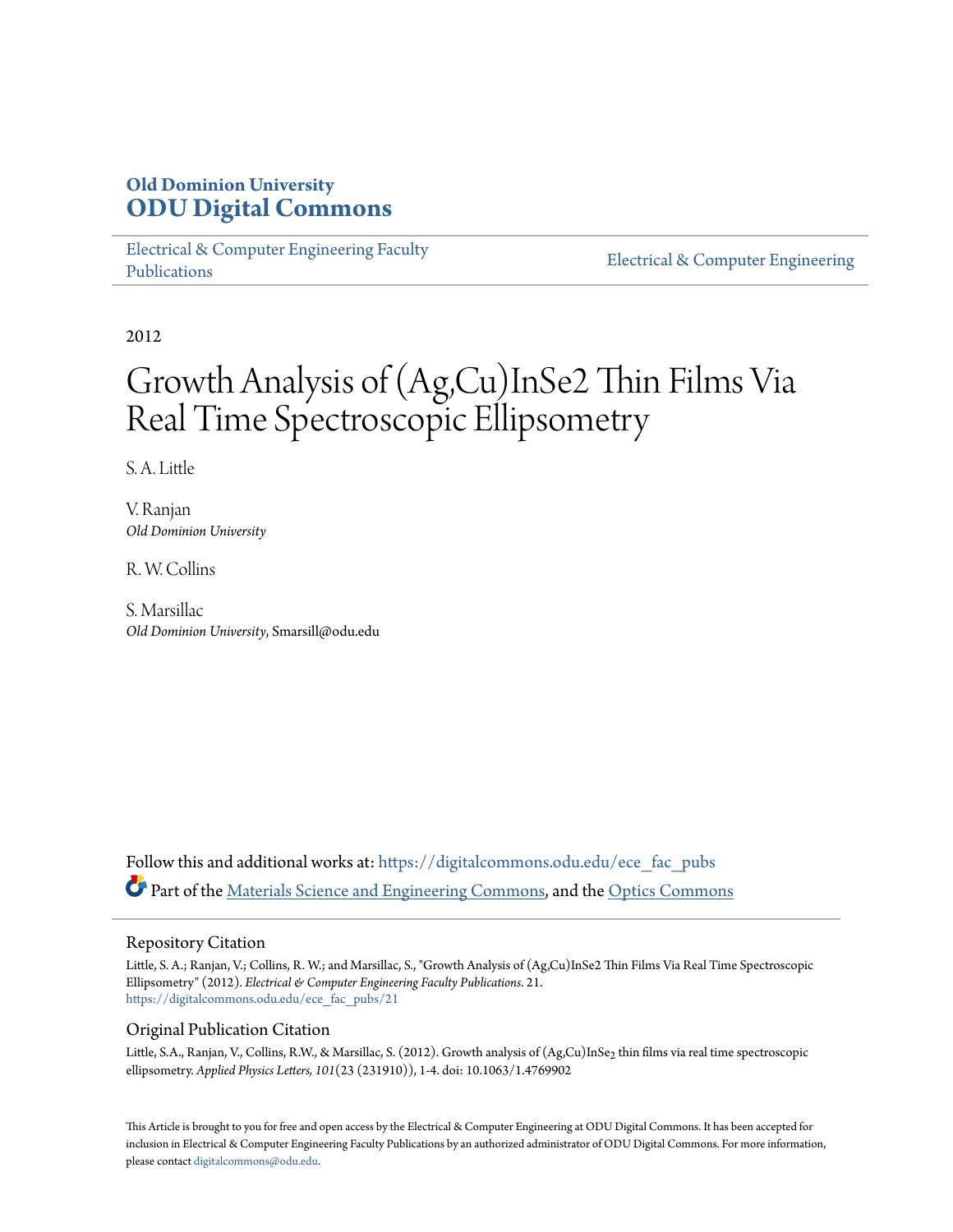# Old Dominion University
# ODU Digital Commons

Electrical & Computer Engineering Faculty Publications

Electrical & Computer Engineering

2012

# Growth Analysis of (Ag,Cu)InSe2 Thin Films Via Real Time Spectroscopic Ellipsometry

S. A. Little

V. Ranjan
*Old Dominion University*

R. W. Collins

S. Marsillac
*Old Dominion University*, Smarsill@odu.edu

Follow this and additional works at: https://digitalcommons.odu.edu/ece_fac_pubs

Part of the Materials Science and Engineering Commons, and the Optics Commons

## Repository Citation

Little, S. A.; Ranjan, V.; Collins, R. W.; and Marsillac, S., "Growth Analysis of (Ag,Cu)InSe2 Thin Films Via Real Time Spectroscopic Ellipsometry" (2012). *Electrical & Computer Engineering Faculty Publications*. 21.
https://digitalcommons.odu.edu/ece_fac_pubs/21

## Original Publication Citation

Little, S.A., Ranjan, V., Collins, R.W., & Marsillac, S. (2012). Growth analysis of (Ag,Cu)$InSe_2$ thin films via real time spectroscopic ellipsometry. *Applied Physics Letters, 101*(23 (231910)), 1-4. doi: 10.1063/1.4769902

This Article is brought to you for free and open access by the Electrical & Computer Engineering at ODU Digital Commons. It has been accepted for inclusion in Electrical & Computer Engineering Faculty Publications by an authorized administrator of ODU Digital Commons. For more information, please contact digitalcommons@odu.edu.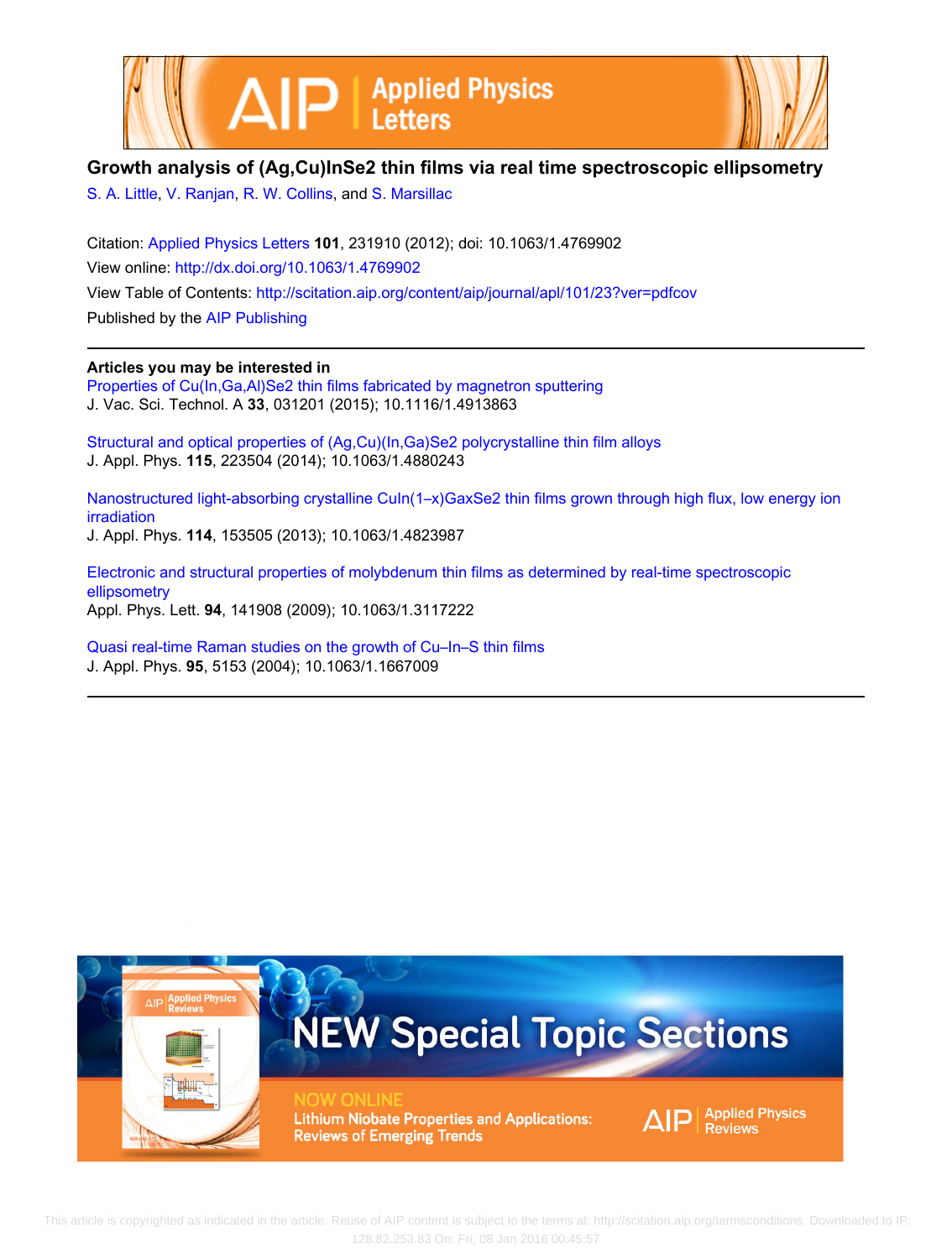## Growth analysis of (Ag,Cu)InSe2 thin films via real time spectroscopic ellipsometry

S. A. Little, V. Ranjan, R. W. Collins, and S. Marsillac

Citation: Applied Physics Letters **101**, 231910 (2012); doi: 10.1063/1.4769902

View online: http://dx.doi.org/10.1063/1.4769902

View Table of Contents: http://scitation.aip.org/content/aip/journal/apl/101/23?ver=pdfcov

Published by the AIP Publishing

### Articles you may be interested in

Properties of Cu(In,Ga,Al)Se2 thin films fabricated by magnetron sputtering
J. Vac. Sci. Technol. A **33**, 031201 (2015); 10.1116/1.4913863

Structural and optical properties of (Ag,Cu)(In,Ga)Se2 polycrystalline thin film alloys
J. Appl. Phys. **115**, 223504 (2014); 10.1063/1.4880243

Nanostructured light-absorbing crystalline CuIn(1–x)GaxSe2 thin films grown through high flux, low energy ion irradiation
J. Appl. Phys. **114**, 153505 (2013); 10.1063/1.4823987

Electronic and structural properties of molybdenum thin films as determined by real-time spectroscopic ellipsometry
Appl. Phys. Lett. **94**, 141908 (2009); 10.1063/1.3117222

Quasi real-time Raman studies on the growth of Cu–In–S thin films
J. Appl. Phys. **95**, 5153 (2004); 10.1063/1.1667009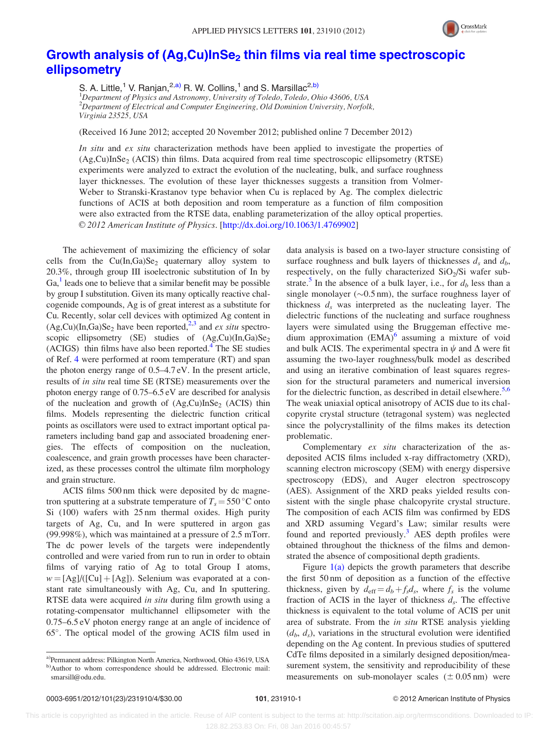# Growth analysis of $(Ag,Cu)InSe_2$ thin films via real time spectroscopic ellipsometry

S. A. Little,[1] V. Ranjan,[2,a)] R. W. Collins,[1] and S. Marsillac[2,b)]

[1]*Department of Physics and Astronomy, University of Toledo, Toledo, Ohio 43606, USA*
[2]*Department of Electrical and Computer Engineering, Old Dominion University, Norfolk, Virginia 23525, USA*

(Received 16 June 2012; accepted 20 November 2012; published online 7 December 2012)

*In situ* and *ex situ* characterization methods have been applied to investigate the properties of $(Ag,Cu)InSe_2$ (ACIS) thin films. Data acquired from real time spectroscopic ellipsometry (RTSE) experiments were analyzed to extract the evolution of the nucleating, bulk, and surface roughness layer thicknesses. The evolution of these layer thicknesses suggests a transition from Volmer-Weber to Stranski-Krastanov type behavior when Cu is replaced by Ag. The complex dielectric functions of ACIS at both deposition and room temperature as a function of film composition were also extracted from the RTSE data, enabling parameterization of the alloy optical properties. © *2012 American Institute of Physics*. [http://dx.doi.org/10.1063/1.4769902]

The achievement of maximizing the efficiency of solar cells from the $Cu(In,Ga)Se_2$ quaternary alloy system to 20.3%, through group III isoelectronic substitution of In by Ga,[1] leads one to believe that a similar benefit may be possible by group I substitution. Given its many optically reactive chalcogenide compounds, Ag is of great interest as a substitute for Cu. Recently, solar cell devices with optimized Ag content in $(Ag,Cu)(In,Ga)Se_2$ have been reported,[2,3] and *ex situ* spectroscopic ellipsometry (SE) studies of $(Ag,Cu)(In,Ga)Se_2$ (ACIGS) thin films have also been reported.[4] The SE studies of Ref. 4 were performed at room temperature (RT) and span the photon energy range of 0.5–4.7 eV. In the present article, results of *in situ* real time SE (RTSE) measurements over the photon energy range of 0.75–6.5 eV are described for analysis of the nucleation and growth of $(Ag,Cu)InSe_2$ (ACIS) thin films. Models representing the dielectric function critical points as oscillators were used to extract important optical parameters including band gap and associated broadening energies. The effects of composition on the nucleation, coalescence, and grain growth processes have been characterized, as these processes control the ultimate film morphology and grain structure.

ACIS films 500 nm thick were deposited by dc magnetron sputtering at a substrate temperature of $T_s = 550\,^{\circ}C$ onto Si (100) wafers with 25 nm thermal oxides. High purity targets of Ag, Cu, and In were sputtered in argon gas (99.998%), which was maintained at a pressure of 2.5 mTorr. The dc power levels of the targets were independently controlled and were varied from run to run in order to obtain films of varying ratio of Ag to total Group I atoms, $w = [Ag]/([Cu] + [Ag])$. Selenium was evaporated at a constant rate simultaneously with Ag, Cu, and In sputtering. RTSE data were acquired *in situ* during film growth using a rotating-compensator multichannel ellipsometer with the 0.75–6.5 eV photon energy range at an angle of incidence of 65°. The optical model of the growing ACIS film used in data analysis is based on a two-layer structure consisting of surface roughness and bulk layers of thicknesses $d_s$ and $d_b$, respectively, on the fully characterized $SiO_2$/Si wafer substrate.[5] In the absence of a bulk layer, i.e., for $d_b$ less than a single monolayer (~0.5 nm), the surface roughness layer of thickness $d_s$ was interpreted as the nucleating layer. The dielectric functions of the nucleating and surface roughness layers were simulated using the Bruggeman effective medium approximation (EMA)[6] assuming a mixture of void and bulk ACIS. The experimental spectra in $\psi$ and $\Delta$ were fit assuming the two-layer roughness/bulk model as described and using an iterative combination of least squares regression for the structural parameters and numerical inversion for the dielectric function, as described in detail elsewhere.[5,6] The weak uniaxial optical anisotropy of ACIS due to its chalcopyrite crystal structure (tetragonal system) was neglected since the polycrystallinity of the films makes its detection problematic.

Complementary *ex situ* characterization of the as-deposited ACIS films included x-ray diffractometry (XRD), scanning electron microscopy (SEM) with energy dispersive spectroscopy (EDS), and Auger electron spectroscopy (AES). Assignment of the XRD peaks yielded results consistent with the single phase chalcopyrite crystal structure. The composition of each ACIS film was confirmed by EDS and XRD assuming Vegard's Law; similar results were found and reported previously.[3] AES depth profiles were obtained throughout the thickness of the films and demonstrated the absence of compositional depth gradients.

Figure 1(a) depicts the growth parameters that describe the first 50 nm of deposition as a function of the effective thickness, given by $d_{eff} = d_b + f_s d_s$, where $f_s$ is the volume fraction of ACIS in the layer of thickness $d_s$. The effective thickness is equivalent to the total volume of ACIS per unit area of substrate. From the *in situ* RTSE analysis yielding ($d_b$, $d_s$), variations in the structural evolution were identified depending on the Ag content. In previous studies of sputtered CdTe films deposited in a similarly designed deposition/measurement system, the sensitivity and reproducibility of these measurements on sub-monolayer scales (± 0.05 nm) were

a)Permanent address: Pilkington North America, Northwood, Ohio 43619, USA
b)Author to whom correspondence should be addressed. Electronic mail: smarsill@odu.edu.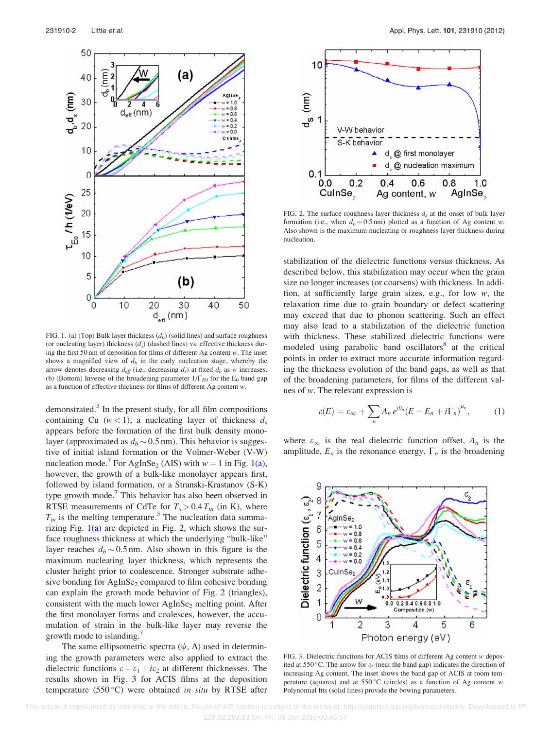FIG. 1. (a) (Top) Bulk layer thickness ($d_b$) (solid lines) and surface roughness (or nucleating layer) thickness ($d_s$) (dashed lines) vs. effective thickness during the first 50 nm of deposition for films of different Ag content $w$. The inset shows a magnified view of $d_b$ in the early nucleation stage, whereby the arrow denotes decreasing $d_{eff}$ (i.e., decreasing $d_s$) at fixed $d_b$ as $w$ increases. (b) (Bottom) Inverse of the broadening parameter $1/\Gamma_{E0}$ for the $E_0$ band gap as a function of effective thickness for films of different Ag content $w$.

demonstrated.[5] In the present study, for all film compositions containing Cu ($w < 1$), a nucleating layer of thickness $d_s$ appears before the formation of the first bulk density monolayer (approximated as $d_b \sim 0.5$ nm). This behavior is suggestive of initial island formation or the Volmer-Weber (V-W) nucleation mode.[7] For $AgInSe_2$ (AIS) with $w = 1$ in Fig. 1(a), however, the growth of a bulk-like monolayer appears first, followed by island formation, or a Stranski-Krastanov (S-K) type growth mode.[7] This behavior has also been observed in RTSE measurements of CdTe for $T_s > 0.4\,T_m$ (in K), where $T_m$ is the melting temperature.[5] The nucleation data summarizing Fig. 1(a) are depicted in Fig. 2, which shows the surface roughness thickness at which the underlying "bulk-like" layer reaches $d_b \sim 0.5$ nm. Also shown in this figure is the maximum nucleating layer thickness, which represents the cluster height prior to coalescence. Stronger substrate adhesive bonding for $AgInSe_2$ compared to film cohesive bonding can explain the growth mode behavior of Fig. 2 (triangles), consistent with the much lower $AgInSe_2$ melting point. After the first monolayer forms and coalesces, however, the accumulation of strain in the bulk-like layer may reverse the growth mode to islanding.[7]

The same ellipsometric spectra ($\psi$, $\Delta$) used in determining the growth parameters were also applied to extract the dielectric functions $\varepsilon = \varepsilon_1 + i\varepsilon_2$ at different thicknesses. The results shown in Fig. 3 for ACIS films at the deposition temperature (550 °C) were obtained *in situ* by RTSE after

FIG. 2. The surface roughness layer thickness $d_s$ at the onset of bulk layer formation (i.e., when $d_b \sim 0.5$ nm) plotted as a function of Ag content $w$. Also shown is the maximum nucleating or roughness layer thickness during nucleation.

stabilization of the dielectric functions versus thickness. As described below, this stabilization may occur when the grain size no longer increases (or coarsens) with thickness. In addition, at sufficiently large grain sizes, e.g., for low $w$, the relaxation time due to grain boundary or defect scattering may exceed that due to phonon scattering. Such an effect may also lead to a stabilization of the dielectric function with thickness. These stabilized dielectric functions were modeled using parabolic band oscillators[8] at the critical points in order to extract more accurate information regarding the thickness evolution of the band gaps, as well as that of the broadening parameters, for films of the different values of $w$. The relevant expression is

$$\varepsilon(E) = \varepsilon_\infty + \sum_n A_n\, e^{i\theta_n}(E - E_n + i\Gamma_n)^{\mu_n}, \tag{1}$$

where $\varepsilon_\infty$ is the real dielectric function offset, $A_n$ is the amplitude, $E_n$ is the resonance energy, $\Gamma_n$ is the broadening

FIG. 3. Dielectric functions for ACIS films of different Ag content $w$ deposited at 550 °C. The arrow for $\varepsilon_2$ (near the band gap) indicates the direction of increasing Ag content. The inset shows the band gap of ACIS at room temperature (squares) and at 550 °C (circles) as a function of Ag content $w$. Polynomial fits (solid lines) provide the bowing parameters.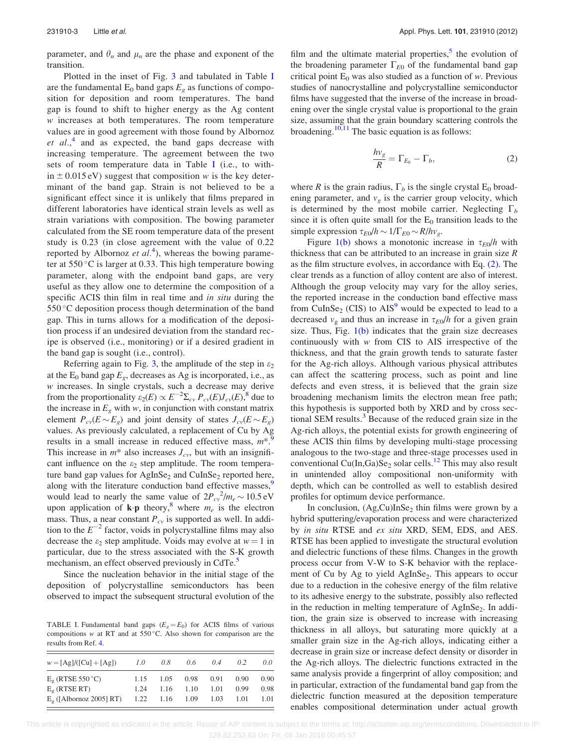parameter, and $\theta_n$ and $\mu_n$ are the phase and exponent of the transition.

Plotted in the inset of Fig. 3 and tabulated in Table I are the fundamental $E_0$ band gaps $E_g$ as functions of composition for deposition and room temperatures. The band gap is found to shift to higher energy as the Ag content $w$ increases at both temperatures. The room temperature values are in good agreement with those found by Albornoz *et al.*,[4] and as expected, the band gaps decrease with increasing temperature. The agreement between the two sets of room temperature data in Table I (i.e., to within $\pm 0.015$ eV) suggest that composition $w$ is the key determinant of the band gap. Strain is not believed to be a significant effect since it is unlikely that films prepared in different laboratories have identical strain levels as well as strain variations with composition. The bowing parameter calculated from the SE room temperature data of the present study is 0.23 (in close agreement with the value of 0.22 reported by Albornoz *et al.*[4]), whereas the bowing parameter at 550 °C is larger at 0.33. This high temperature bowing parameter, along with the endpoint band gaps, are very useful as they allow one to determine the composition of a specific ACIS thin film in real time and *in situ* during the 550 °C deposition process though determination of the band gap. This in turns allows for a modification of the deposition process if an undesired deviation from the standard recipe is observed (i.e., monitoring) or if a desired gradient in the band gap is sought (i.e., control).

Referring again to Fig. 3, the amplitude of the step in $\varepsilon_2$ at the $E_0$ band gap $E_g$, decreases as Ag is incorporated, i.e., as $w$ increases. In single crystals, such a decrease may derive from the proportionality $\varepsilon_2(E) \propto E^{-2}\Sigma_{cv} P_{cv}(E) J_{cv}(E)$,[8] due to the increase in $E_g$ with $w$, in conjunction with constant matrix element $P_{cv}(E \sim E_g)$ and joint density of states $J_{cv}(E \sim E_g)$ values. As previously calculated, a replacement of Cu by Ag results in a small increase in reduced effective mass, $m^*$.[9] This increase in $m^*$ also increases $J_{cv}$, but with an insignificant influence on the $\varepsilon_2$ step amplitude. The room temperature band gap values for $AgInSe_2$ and $CuInSe_2$ reported here, along with the literature conduction band effective masses,[9] would lead to nearly the same value of $2P_{cv}{}^2/m_e \sim 10.5$ eV upon application of **k·p** theory,[8] where $m_e$ is the electron mass. Thus, a near constant $P_{cv}$ is supported as well. In addition to the $E^{-2}$ factor, voids in polycrystalline films may also decrease the $\varepsilon_2$ step amplitude. Voids may evolve at $w = 1$ in particular, due to the stress associated with the S-K growth mechanism, an effect observed previously in CdTe.[5]

Since the nucleation behavior in the initial stage of the deposition of polycrystalline semiconductors has been observed to impact the subsequent structural evolution of the film and the ultimate material properties,[5] the evolution of the broadening parameter $\Gamma_{E0}$ of the fundamental band gap critical point $E_0$ was also studied as a function of $w$. Previous studies of nanocrystalline and polycrystalline semiconductor films have suggested that the inverse of the increase in broadening over the single crystal value is proportional to the grain size, assuming that the grain boundary scattering controls the broadening.[10,11] The basic equation is as follows:

$$\frac{hv_g}{R} = \Gamma_{E_0} - \Gamma_b, \tag{2}$$

where $R$ is the grain radius, $\Gamma_b$ is the single crystal $E_0$ broadening parameter, and $v_g$ is the carrier group velocity, which is determined by the most mobile carrier. Neglecting $\Gamma_b$ since it is often quite small for the $E_0$ transition leads to the simple expression $\tau_{E0}/h \sim 1/\Gamma_{E0} \sim R/hv_g$.

Figure 1(b) shows a monotonic increase in $\tau_{E0}/h$ with thickness that can be attributed to an increase in grain size $R$ as the film structure evolves, in accordance with Eq. (2). The clear trends as a function of alloy content are also of interest. Although the group velocity may vary for the alloy series, the reported increase in the conduction band effective mass from $CuInSe_2$ (CIS) to AIS[9] would be expected to lead to a decreased $v_g$ and thus an increase in $\tau_{E0}/h$ for a given grain size. Thus, Fig. 1(b) indicates that the grain size decreases continuously with $w$ from CIS to AIS irrespective of the thickness, and that the grain growth tends to saturate faster for the Ag-rich alloys. Although various physical attributes can affect the scattering process, such as point and line defects and even stress, it is believed that the grain size broadening mechanism limits the electron mean free path; this hypothesis is supported both by XRD and by cross sectional SEM results.[3] Because of the reduced grain size in the Ag-rich alloys, the potential exists for growth engineering of these ACIS thin films by developing multi-stage processing analogous to the two-stage and three-stage processes used in conventional $Cu(In,Ga)Se_2$ solar cells.[12] This may also result in unintended alloy compositional non-uniformity with depth, which can be controlled as well to establish desired profiles for optimum device performance.

In conclusion, $(Ag,Cu)InSe_2$ thin films were grown by a hybrid sputtering/evaporation process and were characterized by *in situ* RTSE and *ex situ* XRD, SEM, EDS, and AES. RTSE has been applied to investigate the structural evolution and dielectric functions of these films. Changes in the growth process occur from V-W to S-K behavior with the replacement of Cu by Ag to yield $AgInSe_2$. This appears to occur due to a reduction in the cohesive energy of the film relative to its adhesive energy to the substrate, possibly also reflected in the reduction in melting temperature of $AgInSe_2$. In addition, the grain size is observed to increase with increasing thickness in all alloys, but saturating more quickly at a smaller grain size in the Ag-rich alloys, indicating either a decrease in grain size or increase defect density or disorder in the Ag-rich alloys. The dielectric functions extracted in the same analysis provide a fingerprint of alloy composition; and in particular, extraction of the fundamental band gap from the dielectric function measured at the deposition temperature enables compositional determination under actual growth

TABLE I. Fundamental band gaps ($E_g = E_0$) for ACIS films of various compositions $w$ at RT and at 550 °C. Also shown for comparison are the results from Ref. 4.

| $w = [Ag]/([Cu] + [Ag])$ | *1.0* | *0.8* | *0.6* | *0.4* | *0.2* | *0.0* |
|---|---|---|---|---|---|---|
| $E_g$ (RTSE 550 °C) | 1.15 | 1.05 | 0.98 | 0.91 | 0.90 | 0.90 |
| $E_g$ (RTSE RT) | 1.24 | 1.16 | 1.10 | 1.01 | 0.99 | 0.98 |
| $E_g$ ([Albornoz 2005] RT) | 1.22 | 1.16 | 1.09 | 1.03 | 1.01 | 1.01 |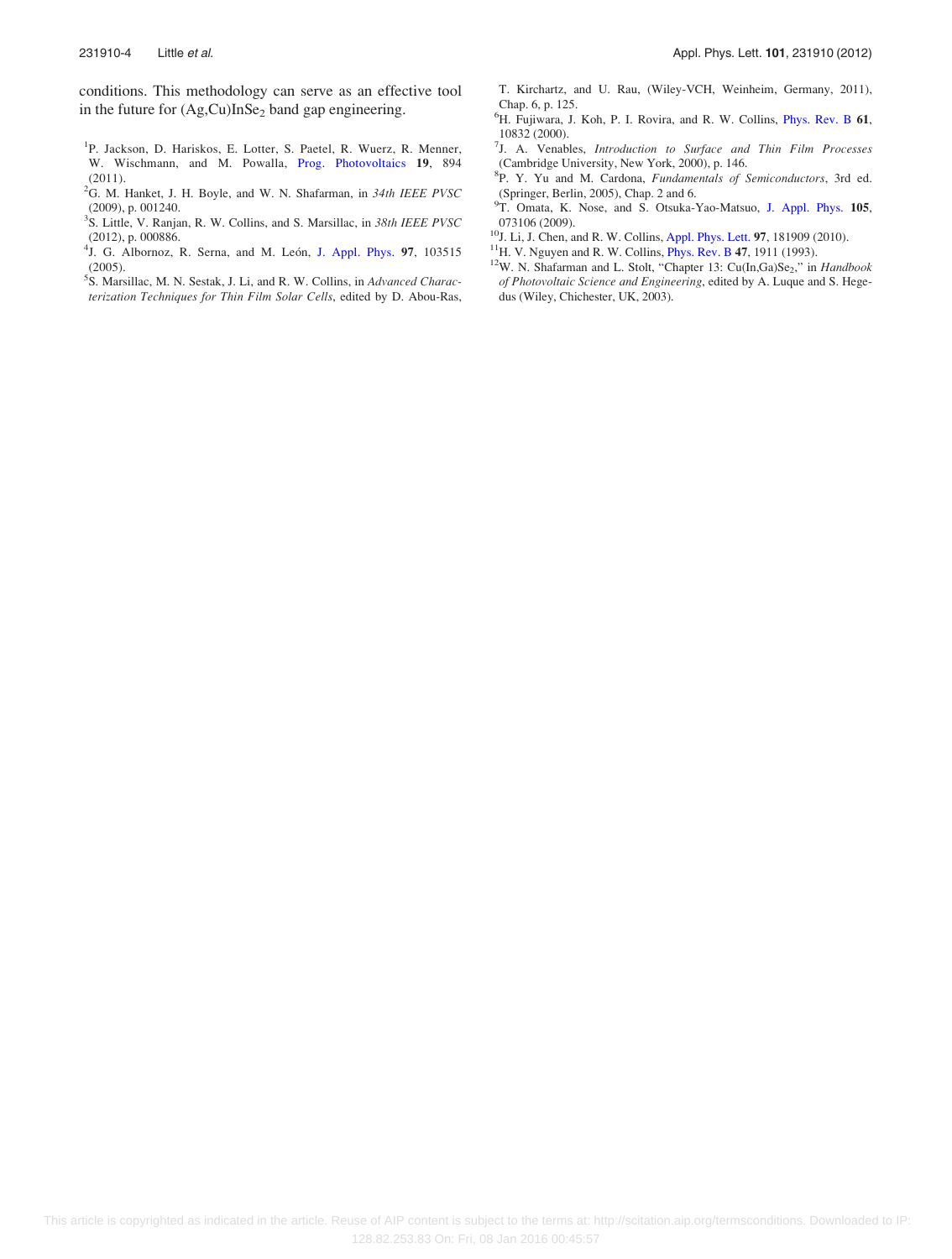conditions. This methodology can serve as an effective tool in the future for (Ag,Cu)In$Se_2$ band gap engineering.

[1] P. Jackson, D. Hariskos, E. Lotter, S. Paetel, R. Wuerz, R. Menner, W. Wischmann, and M. Powalla, Prog. Photovoltaics **19**, 894 (2011).

[2] G. M. Hanket, J. H. Boyle, and W. N. Shafarman, in *34th IEEE PVSC* (2009), p. 001240.

[3] S. Little, V. Ranjan, R. W. Collins, and S. Marsillac, in *38th IEEE PVSC* (2012), p. 000886.

[4] J. G. Albornoz, R. Serna, and M. León, J. Appl. Phys. **97**, 103515 (2005).

[5] S. Marsillac, M. N. Sestak, J. Li, and R. W. Collins, in *Advanced Characterization Techniques for Thin Film Solar Cells*, edited by D. Abou-Ras, T. Kirchartz, and U. Rau, (Wiley-VCH, Weinheim, Germany, 2011), Chap. 6, p. 125.

[6] H. Fujiwara, J. Koh, P. I. Rovira, and R. W. Collins, Phys. Rev. B **61**, 10832 (2000).

[7] J. A. Venables, *Introduction to Surface and Thin Film Processes* (Cambridge University, New York, 2000), p. 146.

[8] P. Y. Yu and M. Cardona, *Fundamentals of Semiconductors*, 3rd ed. (Springer, Berlin, 2005), Chap. 2 and 6.

[9] T. Omata, K. Nose, and S. Otsuka-Yao-Matsuo, J. Appl. Phys. **105**, 073106 (2009).

[10] J. Li, J. Chen, and R. W. Collins, Appl. Phys. Lett. **97**, 181909 (2010).

[11] H. V. Nguyen and R. W. Collins, Phys. Rev. B **47**, 1911 (1993).

[12] W. N. Shafarman and L. Stolt, "Chapter 13: Cu(In,Ga)$Se_2$," in *Handbook of Photovoltaic Science and Engineering*, edited by A. Luque and S. Hegedus (Wiley, Chichester, UK, 2003).